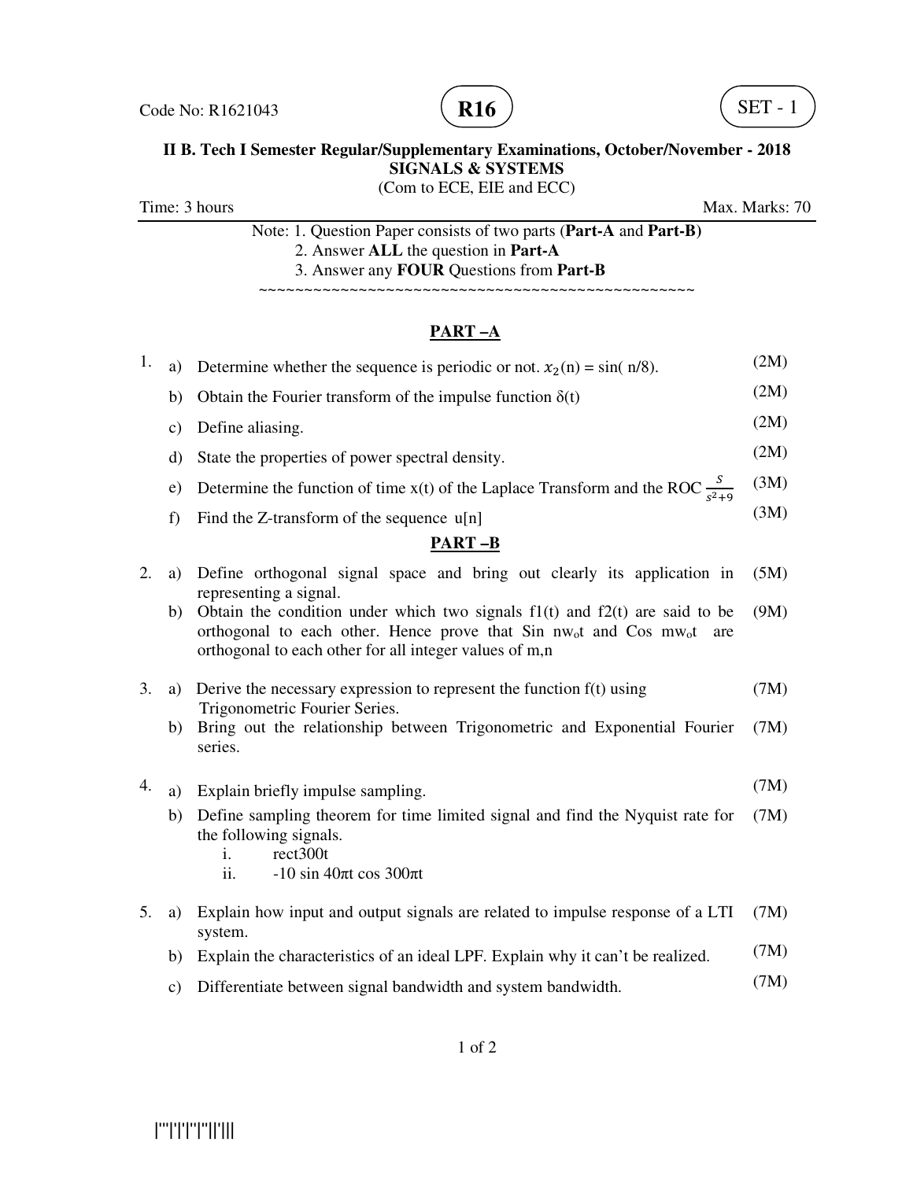Code No: R1621043 **R16** SET - 1

**II B. Tech I Semester Regular/Supplementary Examinations, October/November - 2018**
**SIGNALS & SYSTEMS**
(Com to ECE, EIE and ECC)

Time: 3 hours Max. Marks: 70

Note: 1. Question Paper consists of two parts (**Part-A** and **Part-B)**
2. Answer **ALL** the question in **Part-A**
3. Answer any **FOUR** Questions from **Part-B**

~~~~~~~~~~~~~~~~~~~~~~~~~~~~~~~~~~~~~~~~~~~~~~~~~~~

## PART –A

1.
a) Determine whether the sequence is periodic or not. $x_2(n) = \sin( n/8)$. (2M)
b) Obtain the Fourier transform of the impulse function δ(t) (2M)
c) Define aliasing. (2M)
d) State the properties of power spectral density. (2M)
e) Determine the function of time x(t) of the Laplace Transform and the ROC $\frac{s}{s^2+9}$ (3M)
f) Find the Z-transform of the sequence u[n] (3M)

## PART –B

2.
a) Define orthogonal signal space and bring out clearly its application in representing a signal. (5M)
b) Obtain the condition under which two signals f1(t) and f2(t) are said to be orthogonal to each other. Hence prove that Sin $nw_ot$ and Cos $mw_ot$ are orthogonal to each other for all integer values of m,n (9M)

3.
a) Derive the necessary expression to represent the function f(t) using Trigonometric Fourier Series. (7M)
b) Bring out the relationship between Trigonometric and Exponential Fourier series. (7M)

4.
a) Explain briefly impulse sampling. (7M)
b) Define sampling theorem for time limited signal and find the Nyquist rate for the following signals. (7M)
   i. rect300t
   ii. -10 sin 40πt cos 300πt

5.
a) Explain how input and output signals are related to impulse response of a LTI system. (7M)
b) Explain the characteristics of an ideal LPF. Explain why it can't be realized. (7M)
c) Differentiate between signal bandwidth and system bandwidth. (7M)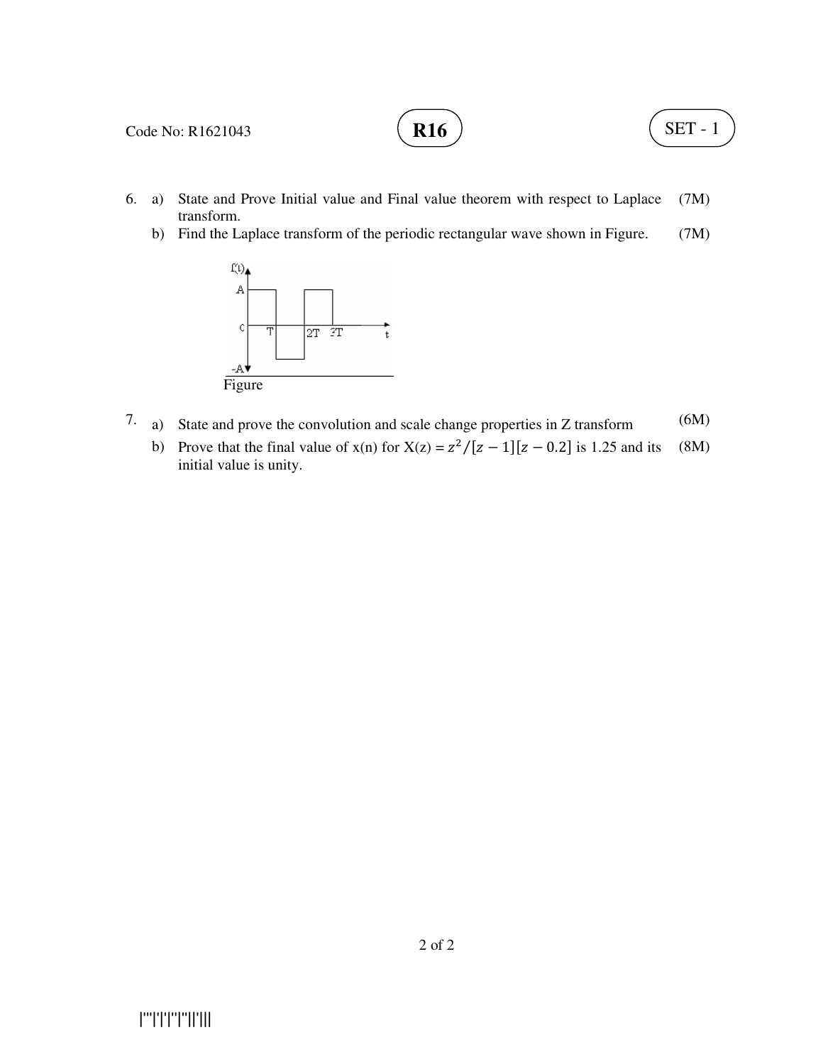6. a) State and Prove Initial value and Final value theorem with respect to Laplace transform. (7M)

   b) Find the Laplace transform of the periodic rectangular wave shown in Figure. (7M)

Figure

7. a) State and prove the convolution and scale change properties in Z transform (6M)

   b) Prove that the final value of x(n) for X(z) = $z^2/[z-1][z-0.2]$ is 1.25 and its initial value is unity. (8M)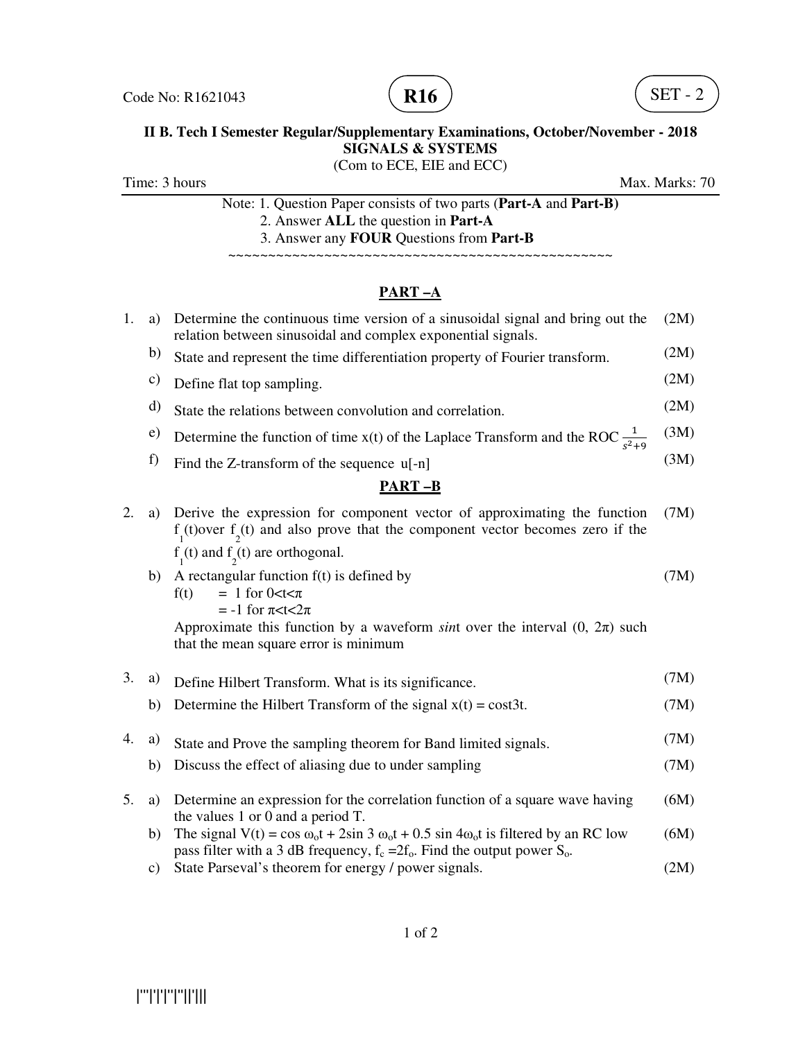Code No: R1621043 **R16** SET - 2

**II B. Tech I Semester Regular/Supplementary Examinations, October/November - 2018**
**SIGNALS & SYSTEMS**
(Com to ECE, EIE and ECC)

Time: 3 hours Max. Marks: 70

Note: 1. Question Paper consists of two parts (**Part-A** and **Part-B)**
2. Answer **ALL** the question in **Part-A**
3. Answer any **FOUR** Questions from **Part-B**

~~~~~~~~~~~~~~~~~~~~~~~~~~~~~~~~~~~~~~~~~~~~~~~~~~~~

## PART –A

1. a) Determine the continuous time version of a sinusoidal signal and bring out the relation between sinusoidal and complex exponential signals. (2M)
   b) State and represent the time differentiation property of Fourier transform. (2M)
   c) Define flat top sampling. (2M)
   d) State the relations between convolution and correlation. (2M)
   e) Determine the function of time x(t) of the Laplace Transform and the ROC $\frac{1}{s^2+9}$ (3M)
   f) Find the Z-transform of the sequence u[-n] (3M)

## PART –B

2. a) Derive the expression for component vector of approximating the function $f_1(t)$over $f_2(t)$ and also prove that the component vector becomes zero if the $f_1(t)$ and $f_2(t)$ are orthogonal. (7M)
   b) A rectangular function f(t) is defined by (7M)
   f(t) = 1 for $0<t<\pi$
   = -1 for $\pi<t<2\pi$
   Approximate this function by a waveform *sin*t over the interval $(0, 2\pi)$ such that the mean square error is minimum

3. a) Define Hilbert Transform. What is its significance. (7M)
   b) Determine the Hilbert Transform of the signal x(t) = cost3t. (7M)

4. a) State and Prove the sampling theorem for Band limited signals. (7M)
   b) Discuss the effect of aliasing due to under sampling (7M)

5. a) Determine an expression for the correlation function of a square wave having the values 1 or 0 and a period T. (6M)
   b) The signal $V(t) = \cos \omega_o t + 2\sin 3 \omega_o t + 0.5 \sin 4\omega_o t$ is filtered by an RC low pass filter with a 3 dB frequency, $f_c = 2f_o$. Find the output power $S_o$. (6M)
   c) State Parseval's theorem for energy / power signals. (2M)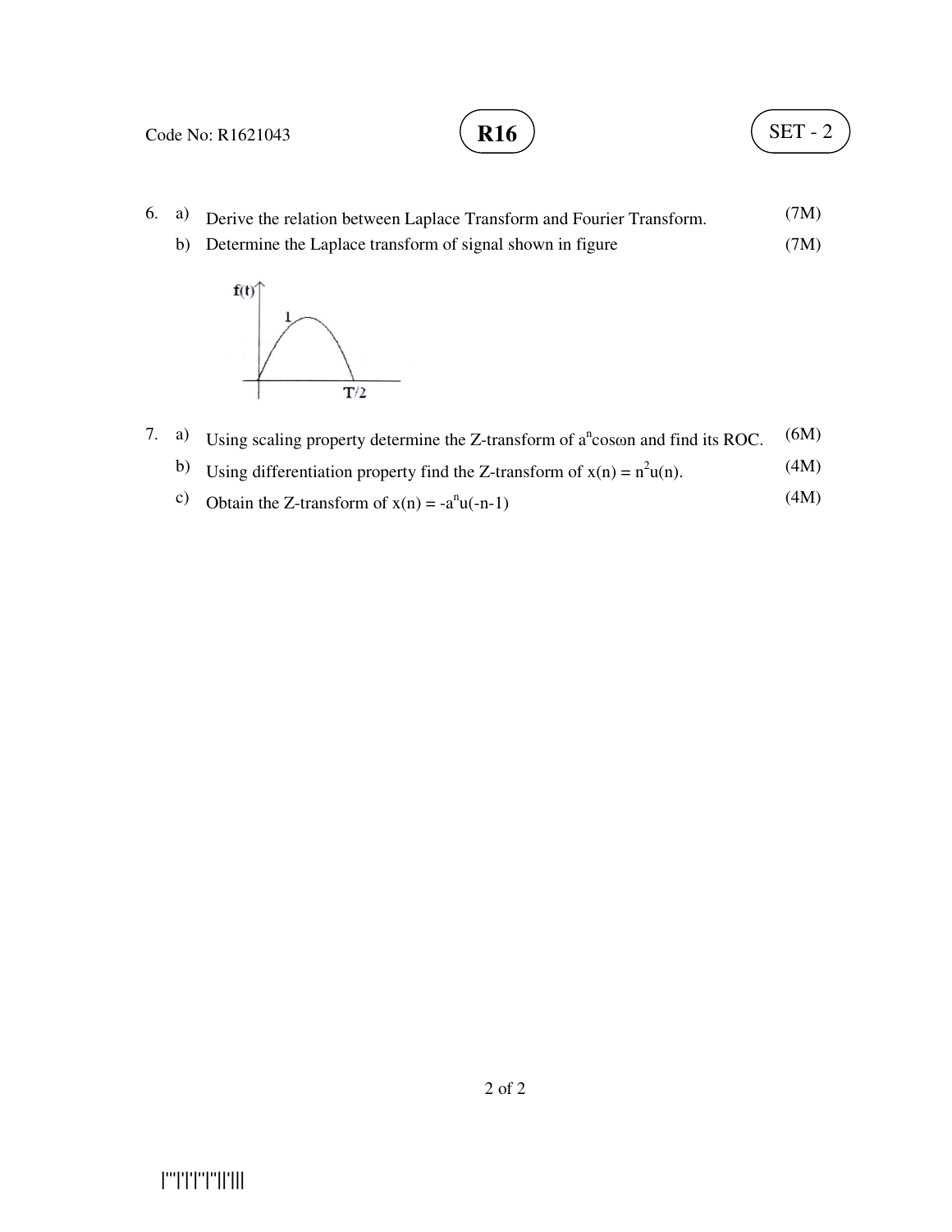6. a) Derive the relation between Laplace Transform and Fourier Transform. (7M)

   b) Determine the Laplace transform of signal shown in figure (7M)

7. a) Using scaling property determine the Z-transform of $a^n \cos\omega n$ and find its ROC. (6M)

   b) Using differentiation property find the Z-transform of $x(n) = n^2 u(n)$. (4M)

   c) Obtain the Z-transform of $x(n) = -a^n u(-n-1)$ (4M)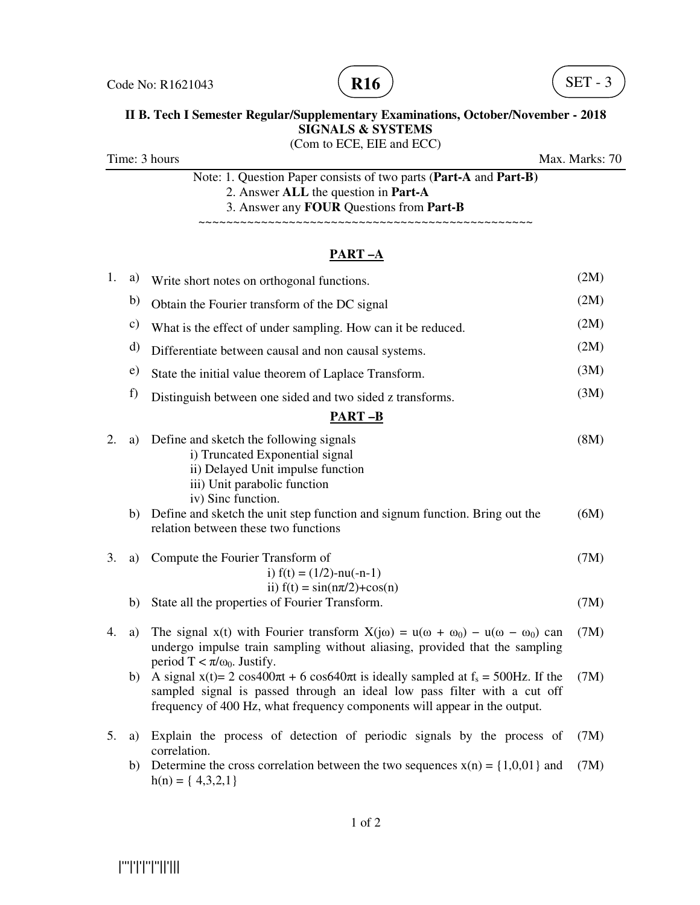Code No: R1621043 **R16** SET - 3

**II B. Tech I Semester Regular/Supplementary Examinations, October/November - 2018**
**SIGNALS & SYSTEMS**
(Com to ECE, EIE and ECC)

Time: 3 hours Max. Marks: 70

Note: 1. Question Paper consists of two parts (**Part-A** and **Part-B)**
2. Answer **ALL** the question in **Part-A**
3. Answer any **FOUR** Questions from **Part-B**

~~~~~~~~~~~~~~~~~~~~~~~~~~~~~~~~~~~~~~~~~~~~~~~~~~~~

## PART –A

1. a) Write short notes on orthogonal functions. (2M)
   b) Obtain the Fourier transform of the DC signal (2M)
   c) What is the effect of under sampling. How can it be reduced. (2M)
   d) Differentiate between causal and non causal systems. (2M)
   e) State the initial value theorem of Laplace Transform. (3M)
   f) Distinguish between one sided and two sided z transforms. (3M)

## PART –B

2. a) Define and sketch the following signals (8M)
   i) Truncated Exponential signal
   ii) Delayed Unit impulse function
   iii) Unit parabolic function
   iv) Sinc function.

   b) Define and sketch the unit step function and signum function. Bring out the relation between these two functions (6M)

3. a) Compute the Fourier Transform of (7M)
   i) $f(t) = (1/2)\text{-}nu(-n-1)$
   ii) $f(t) = \sin(n\pi/2)+\cos(n)$

   b) State all the properties of Fourier Transform. (7M)

4. a) The signal x(t) with Fourier transform $X(j\omega) = u(\omega + \omega_0) - u(\omega - \omega_0)$ can undergo impulse train sampling without aliasing, provided that the sampling period $T < \pi/\omega_0$. Justify. (7M)

   b) A signal $x(t)= 2\cos400\pi t + 6\cos640\pi t$ is ideally sampled at $f_s = 500$Hz. If the sampled signal is passed through an ideal low pass filter with a cut off frequency of 400 Hz, what frequency components will appear in the output. (7M)

5. a) Explain the process of detection of periodic signals by the process of correlation. (7M)

   b) Determine the cross correlation between the two sequences x(n) = {1,0,01} and h(n) = { 4,3,2,1} (7M)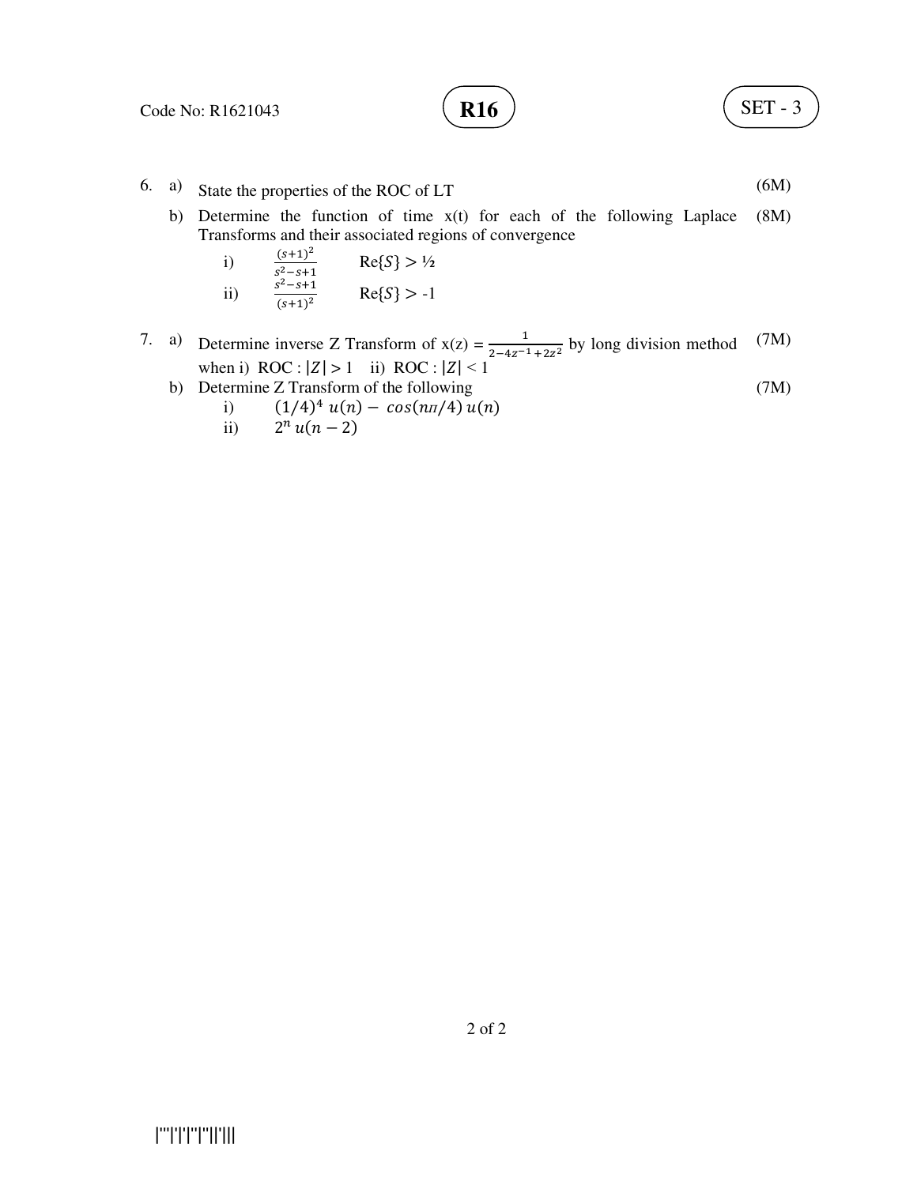6. a) State the properties of the ROC of LT (6M)

   b) Determine the function of time x(t) for each of the following Laplace Transforms and their associated regions of convergence (8M)

      i) $\frac{(s+1)^2}{s^2-s+1}$ $\quad$ Re$\{S\} > ½$

      ii) $\frac{s^2-s+1}{(s+1)^2}$ $\quad$ Re$\{S\} >$ -1

7. a) Determine inverse Z Transform of x(z) = $\frac{1}{2-4z^{-1}+2z^2}$ by long division method when i) ROC : $|Z| > 1$ ii) ROC : $|Z| < 1$ (7M)

   b) Determine Z Transform of the following (7M)

      i) $(1/4)^4\, u(n) - cos(n\pi/4)\, u(n)$

      ii) $2^n\, u(n-2)$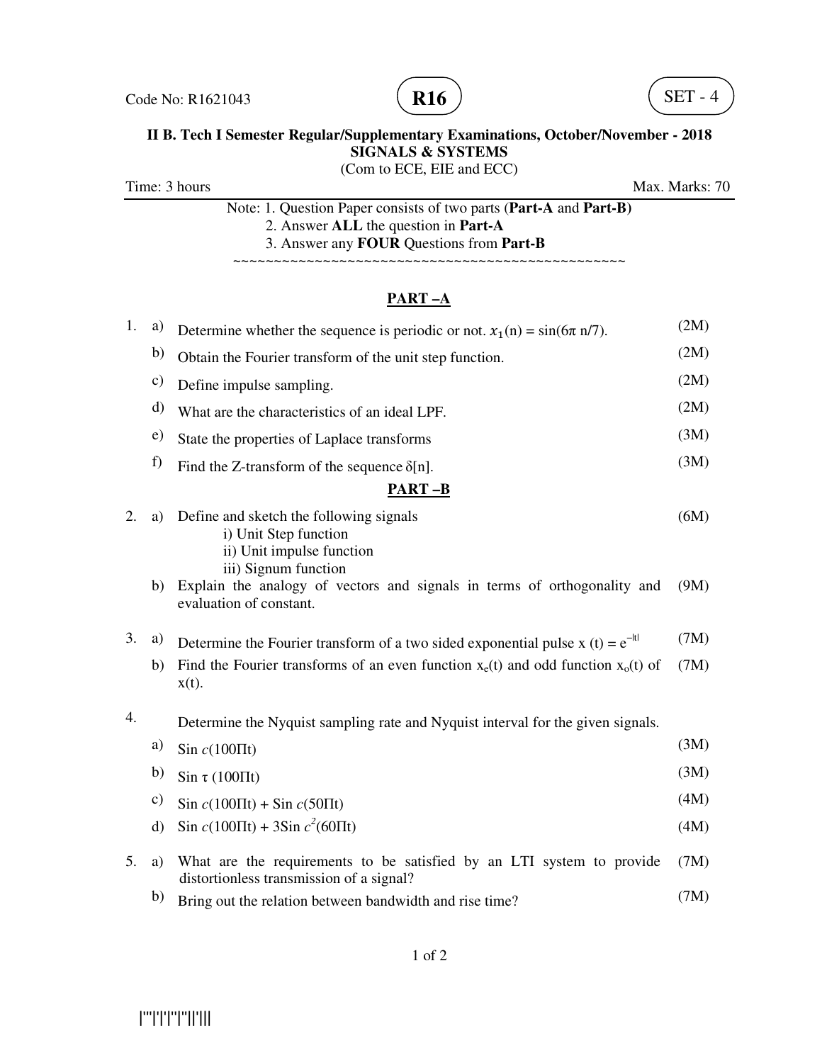Code No: R1621043 **R16** SET - 4

**II B. Tech I Semester Regular/Supplementary Examinations, October/November - 2018**
**SIGNALS & SYSTEMS**
(Com to ECE, EIE and ECC)

Time: 3 hours Max. Marks: 70

Note: 1. Question Paper consists of two parts (**Part-A** and **Part-B)**
2. Answer **ALL** the question in **Part-A**
3. Answer any **FOUR** Questions from **Part-B**

~~~~~~~~~~~~~~~~~~~~~~~~~~~~~~~~~~~~~~~~~~~~~~~~~~~~

## PART –A

1. a) Determine whether the sequence is periodic or not. $x_1(n) = \sin(6\pi\, n/7)$. (2M)
   b) Obtain the Fourier transform of the unit step function. (2M)
   c) Define impulse sampling. (2M)
   d) What are the characteristics of an ideal LPF. (2M)
   e) State the properties of Laplace transforms (3M)
   f) Find the Z-transform of the sequence $\delta[n]$. (3M)

## PART –B

2. a) Define and sketch the following signals (6M)
      - i) Unit Step function
      - ii) Unit impulse function
      - iii) Signum function
   
   b) Explain the analogy of vectors and signals in terms of orthogonality and evaluation of constant. (9M)

3. a) Determine the Fourier transform of a two sided exponential pulse $x(t) = e^{-|t|}$ (7M)
   b) Find the Fourier transforms of an even function $x_e(t)$ and odd function $x_o(t)$ of $x(t)$. (7M)

4. Determine the Nyquist sampling rate and Nyquist interval for the given signals.
   a) Sin $c(100\Pi t)$ (3M)
   b) Sin $\tau\,(100\Pi t)$ (3M)
   c) Sin $c(100\Pi t)$ + Sin $c(50\Pi t)$ (4M)
   d) Sin $c(100\Pi t)$ + 3Sin $c^2(60\Pi t)$ (4M)

5. a) What are the requirements to be satisfied by an LTI system to provide distortionless transmission of a signal? (7M)
   b) Bring out the relation between bandwidth and rise time? (7M)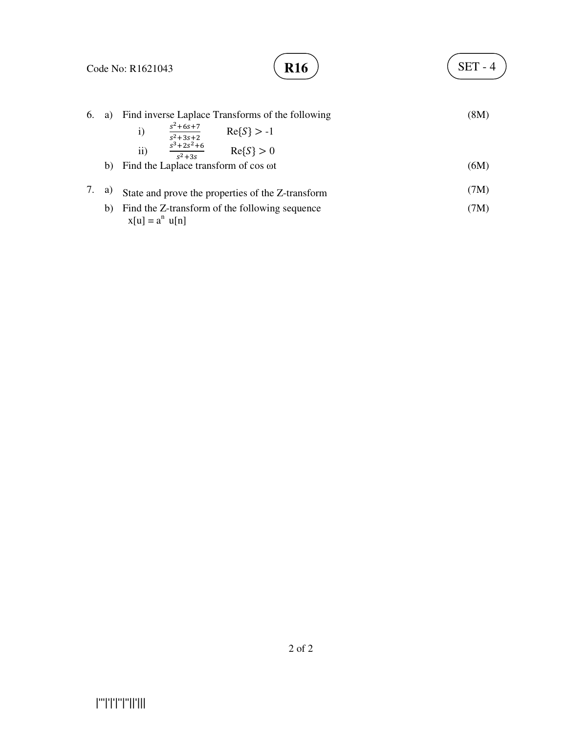6. a) Find inverse Laplace Transforms of the following (8M)

   i) $\frac{s^2+6s+7}{s^2+3s+2}$ $\quad$ Re$\{S\} > -1$

   ii) $\frac{s^3+2s^2+6}{s^2+3s}$ $\quad$ Re$\{S\} > 0$

   b) Find the Laplace transform of cos ωt (6M)

7. a) State and prove the properties of the Z-transform (7M)

   b) Find the Z-transform of the following sequence (7M)

   $x[u] = a^n \ u[n]$